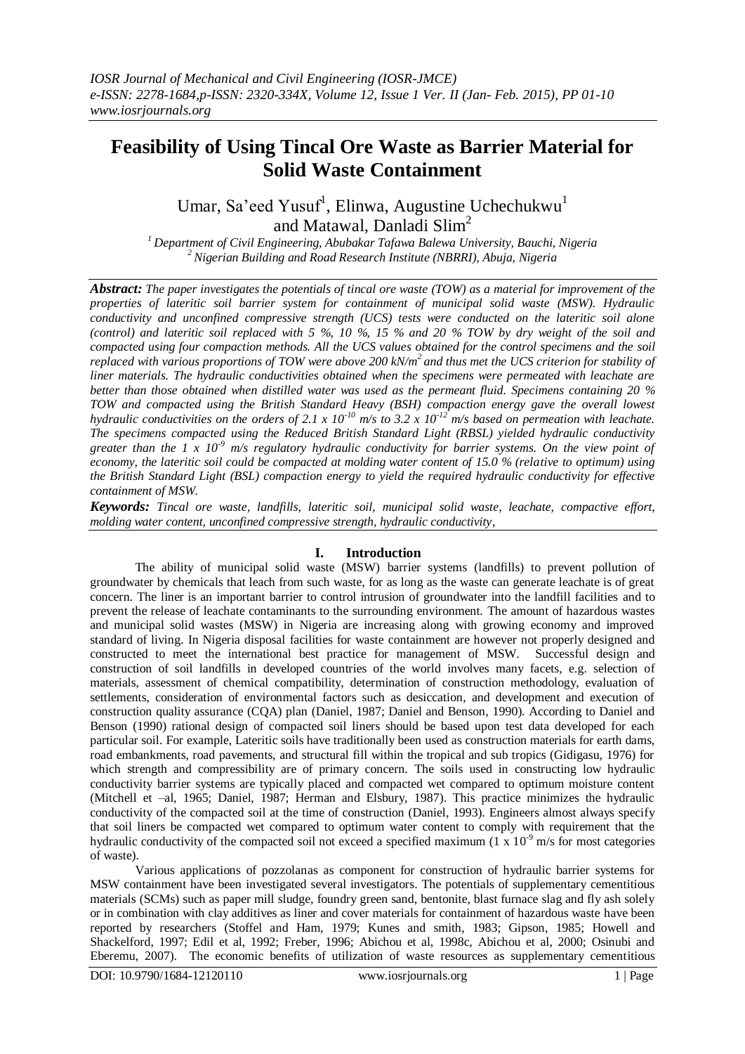# Feasibility of Using Tincal Ore Waste as Barrier Material for Solid Waste Containment

Umar, Sa'eed Yusuf[1], Elinwa, Augustine Uchechukwu[1] and Matawal, Danladi Slim[2]

[1] *Department of Civil Engineering, Abubakar Tafawa Balewa University, Bauchi, Nigeria*
[2] *Nigerian Building and Road Research Institute (NBRRI), Abuja, Nigeria*

***Abstract:** The paper investigates the potentials of tincal ore waste (TOW) as a material for improvement of the properties of lateritic soil barrier system for containment of municipal solid waste (MSW). Hydraulic conductivity and unconfined compressive strength (UCS) tests were conducted on the lateritic soil alone (control) and lateritic soil replaced with 5 %, 10 %, 15 % and 20 % TOW by dry weight of the soil and compacted using four compaction methods. All the UCS values obtained for the control specimens and the soil replaced with various proportions of TOW were above 200 kN/m$^2$ and thus met the UCS criterion for stability of liner materials. The hydraulic conductivities obtained when the specimens were permeated with leachate are better than those obtained when distilled water was used as the permeant fluid. Specimens containing 20 % TOW and compacted using the British Standard Heavy (BSH) compaction energy gave the overall lowest hydraulic conductivities on the orders of 2.1 x 10$^{-10}$ m/s to 3.2 x 10$^{-12}$ m/s based on permeation with leachate. The specimens compacted using the Reduced British Standard Light (RBSL) yielded hydraulic conductivity greater than the 1 x 10$^{-9}$ m/s regulatory hydraulic conductivity for barrier systems. On the view point of economy, the lateritic soil could be compacted at molding water content of 15.0 % (relative to optimum) using the British Standard Light (BSL) compaction energy to yield the required hydraulic conductivity for effective containment of MSW.*

***Keywords:** Tincal ore waste, landfills, lateritic soil, municipal solid waste, leachate, compactive effort, molding water content, unconfined compressive strength, hydraulic conductivity,*

## I. Introduction

The ability of municipal solid waste (MSW) barrier systems (landfills) to prevent pollution of groundwater by chemicals that leach from such waste, for as long as the waste can generate leachate is of great concern. The liner is an important barrier to control intrusion of groundwater into the landfill facilities and to prevent the release of leachate contaminants to the surrounding environment. The amount of hazardous wastes and municipal solid wastes (MSW) in Nigeria are increasing along with growing economy and improved standard of living. In Nigeria disposal facilities for waste containment are however not properly designed and constructed to meet the international best practice for management of MSW. Successful design and construction of soil landfills in developed countries of the world involves many facets, e.g. selection of materials, assessment of chemical compatibility, determination of construction methodology, evaluation of settlements, consideration of environmental factors such as desiccation, and development and execution of construction quality assurance (CQA) plan (Daniel, 1987; Daniel and Benson, 1990). According to Daniel and Benson (1990) rational design of compacted soil liners should be based upon test data developed for each particular soil. For example, Lateritic soils have traditionally been used as construction materials for earth dams, road embankments, road pavements, and structural fill within the tropical and sub tropics (Gidigasu, 1976) for which strength and compressibility are of primary concern. The soils used in constructing low hydraulic conductivity barrier systems are typically placed and compacted wet compared to optimum moisture content (Mitchell et –al, 1965; Daniel, 1987; Herman and Elsbury, 1987). This practice minimizes the hydraulic conductivity of the compacted soil at the time of construction (Daniel, 1993). Engineers almost always specify that soil liners be compacted wet compared to optimum water content to comply with requirement that the hydraulic conductivity of the compacted soil not exceed a specified maximum (1 x 10$^{-9}$ m/s for most categories of waste).

Various applications of pozzolanas as component for construction of hydraulic barrier systems for MSW containment have been investigated several investigators. The potentials of supplementary cementitious materials (SCMs) such as paper mill sludge, foundry green sand, bentonite, blast furnace slag and fly ash solely or in combination with clay additives as liner and cover materials for containment of hazardous waste have been reported by researchers (Stoffel and Ham, 1979; Kunes and smith, 1983; Gipson, 1985; Howell and Shackelford, 1997; Edil et al, 1992; Freber, 1996; Abichou et al, 1998c, Abichou et al, 2000; Osinubi and Eberemu, 2007). The economic benefits of utilization of waste resources as supplementary cementitious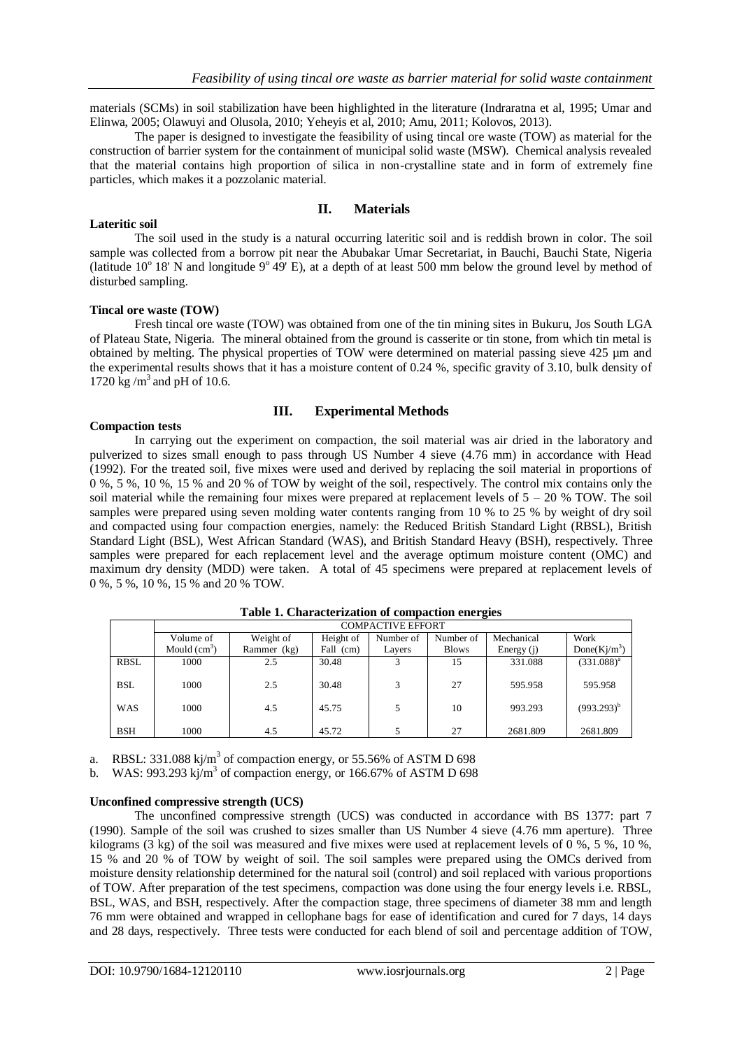materials (SCMs) in soil stabilization have been highlighted in the literature (Indraratna et al, 1995; Umar and Elinwa, 2005; Olawuyi and Olusola, 2010; Yeheyis et al, 2010; Amu, 2011; Kolovos, 2013).

The paper is designed to investigate the feasibility of using tincal ore waste (TOW) as material for the construction of barrier system for the containment of municipal solid waste (MSW). Chemical analysis revealed that the material contains high proportion of silica in non-crystalline state and in form of extremely fine particles, which makes it a pozzolanic material.

## II. Materials

**Lateritic soil**

The soil used in the study is a natural occurring lateritic soil and is reddish brown in color. The soil sample was collected from a borrow pit near the Abubakar Umar Secretariat, in Bauchi, Bauchi State, Nigeria (latitude $10^o$ 18' N and longitude $9^o$ 49' E), at a depth of at least 500 mm below the ground level by method of disturbed sampling.

**Tincal ore waste (TOW)**

Fresh tincal ore waste (TOW) was obtained from one of the tin mining sites in Bukuru, Jos South LGA of Plateau State, Nigeria. The mineral obtained from the ground is casserite or tin stone, from which tin metal is obtained by melting. The physical properties of TOW were determined on material passing sieve 425 µm and the experimental results shows that it has a moisture content of 0.24 %, specific gravity of 3.10, bulk density of 1720 kg /$m^3$ and pH of 10.6.

## III. Experimental Methods

**Compaction tests**

In carrying out the experiment on compaction, the soil material was air dried in the laboratory and pulverized to sizes small enough to pass through US Number 4 sieve (4.76 mm) in accordance with Head (1992). For the treated soil, five mixes were used and derived by replacing the soil material in proportions of 0 %, 5 %, 10 %, 15 % and 20 % of TOW by weight of the soil, respectively. The control mix contains only the soil material while the remaining four mixes were prepared at replacement levels of 5 – 20 % TOW. The soil samples were prepared using seven molding water contents ranging from 10 % to 25 % by weight of dry soil and compacted using four compaction energies, namely: the Reduced British Standard Light (RBSL), British Standard Light (BSL), West African Standard (WAS), and British Standard Heavy (BSH), respectively. Three samples were prepared for each replacement level and the average optimum moisture content (OMC) and maximum dry density (MDD) were taken. A total of 45 specimens were prepared at replacement levels of 0 %, 5 %, 10 %, 15 % and 20 % TOW.

**Table 1. Characterization of compaction energies**

| | COMPACTIVE EFFORT | | | | | | |
|---|---|---|---|---|---|---|---|
| | Volume of Mould ($cm^3$) | Weight of Rammer (kg) | Height of Fall (cm) | Number of Layers | Number of Blows | Mechanical Energy (j) | Work Done($Kj/m^3$) |
| RBSL | 1000 | 2.5 | 30.48 | 3 | 15 | 331.088 | $(331.088)^a$ |
| BSL | 1000 | 2.5 | 30.48 | 3 | 27 | 595.958 | 595.958 |
| WAS | 1000 | 4.5 | 45.75 | 5 | 10 | 993.293 | $(993.293)^b$ |
| BSH | 1000 | 4.5 | 45.72 | 5 | 27 | 2681.809 | 2681.809 |

a. RBSL: 331.088 kj/$m^3$ of compaction energy, or 55.56% of ASTM D 698

b. WAS: 993.293 kj/$m^3$ of compaction energy, or 166.67% of ASTM D 698

**Unconfined compressive strength (UCS)**

The unconfined compressive strength (UCS) was conducted in accordance with BS 1377: part 7 (1990). Sample of the soil was crushed to sizes smaller than US Number 4 sieve (4.76 mm aperture). Three kilograms (3 kg) of the soil was measured and five mixes were used at replacement levels of 0 %, 5 %, 10 %, 15 % and 20 % of TOW by weight of soil. The soil samples were prepared using the OMCs derived from moisture density relationship determined for the natural soil (control) and soil replaced with various proportions of TOW. After preparation of the test specimens, compaction was done using the four energy levels i.e. RBSL, BSL, WAS, and BSH, respectively. After the compaction stage, three specimens of diameter 38 mm and length 76 mm were obtained and wrapped in cellophane bags for ease of identification and cured for 7 days, 14 days and 28 days, respectively. Three tests were conducted for each blend of soil and percentage addition of TOW,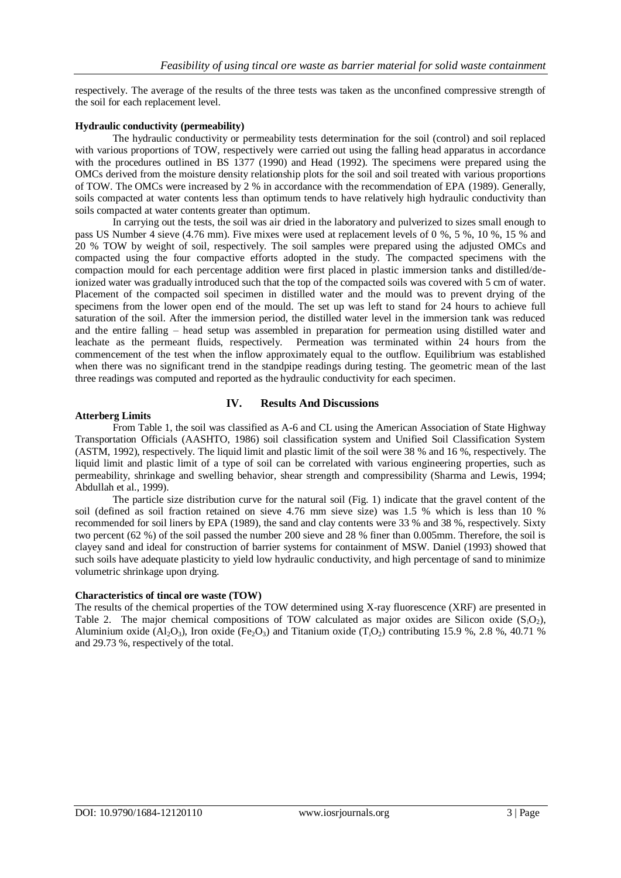respectively. The average of the results of the three tests was taken as the unconfined compressive strength of the soil for each replacement level.

**Hydraulic conductivity (permeability)**

The hydraulic conductivity or permeability tests determination for the soil (control) and soil replaced with various proportions of TOW, respectively were carried out using the falling head apparatus in accordance with the procedures outlined in BS 1377 (1990) and Head (1992). The specimens were prepared using the OMCs derived from the moisture density relationship plots for the soil and soil treated with various proportions of TOW. The OMCs were increased by 2 % in accordance with the recommendation of EPA (1989). Generally, soils compacted at water contents less than optimum tends to have relatively high hydraulic conductivity than soils compacted at water contents greater than optimum.

In carrying out the tests, the soil was air dried in the laboratory and pulverized to sizes small enough to pass US Number 4 sieve (4.76 mm). Five mixes were used at replacement levels of 0 %, 5 %, 10 %, 15 % and 20 % TOW by weight of soil, respectively. The soil samples were prepared using the adjusted OMCs and compacted using the four compactive efforts adopted in the study. The compacted specimens with the compaction mould for each percentage addition were first placed in plastic immersion tanks and distilled/de-ionized water was gradually introduced such that the top of the compacted soils was covered with 5 cm of water. Placement of the compacted soil specimen in distilled water and the mould was to prevent drying of the specimens from the lower open end of the mould. The set up was left to stand for 24 hours to achieve full saturation of the soil. After the immersion period, the distilled water level in the immersion tank was reduced and the entire falling – head setup was assembled in preparation for permeation using distilled water and leachate as the permeant fluids, respectively. Permeation was terminated within 24 hours from the commencement of the test when the inflow approximately equal to the outflow. Equilibrium was established when there was no significant trend in the standpipe readings during testing. The geometric mean of the last three readings was computed and reported as the hydraulic conductivity for each specimen.

## IV. Results And Discussions

**Atterberg Limits**

From Table 1, the soil was classified as A-6 and CL using the American Association of State Highway Transportation Officials (AASHTO, 1986) soil classification system and Unified Soil Classification System (ASTM, 1992), respectively. The liquid limit and plastic limit of the soil were 38 % and 16 %, respectively. The liquid limit and plastic limit of a type of soil can be correlated with various engineering properties, such as permeability, shrinkage and swelling behavior, shear strength and compressibility (Sharma and Lewis, 1994; Abdullah et al., 1999).

The particle size distribution curve for the natural soil (Fig. 1) indicate that the gravel content of the soil (defined as soil fraction retained on sieve 4.76 mm sieve size) was 1.5 % which is less than 10 % recommended for soil liners by EPA (1989), the sand and clay contents were 33 % and 38 %, respectively. Sixty two percent (62 %) of the soil passed the number 200 sieve and 28 % finer than 0.005mm. Therefore, the soil is clayey sand and ideal for construction of barrier systems for containment of MSW. Daniel (1993) showed that such soils have adequate plasticity to yield low hydraulic conductivity, and high percentage of sand to minimize volumetric shrinkage upon drying.

**Characteristics of tincal ore waste (TOW)**

The results of the chemical properties of the TOW determined using X-ray fluorescence (XRF) are presented in Table 2. The major chemical compositions of TOW calculated as major oxides are Silicon oxide ($S_iO_2$), Aluminium oxide ($Al_2O_3$), Iron oxide ($Fe_2O_3$) and Titanium oxide ($T_iO_2$) contributing 15.9 %, 2.8 %, 40.71 % and 29.73 %, respectively of the total.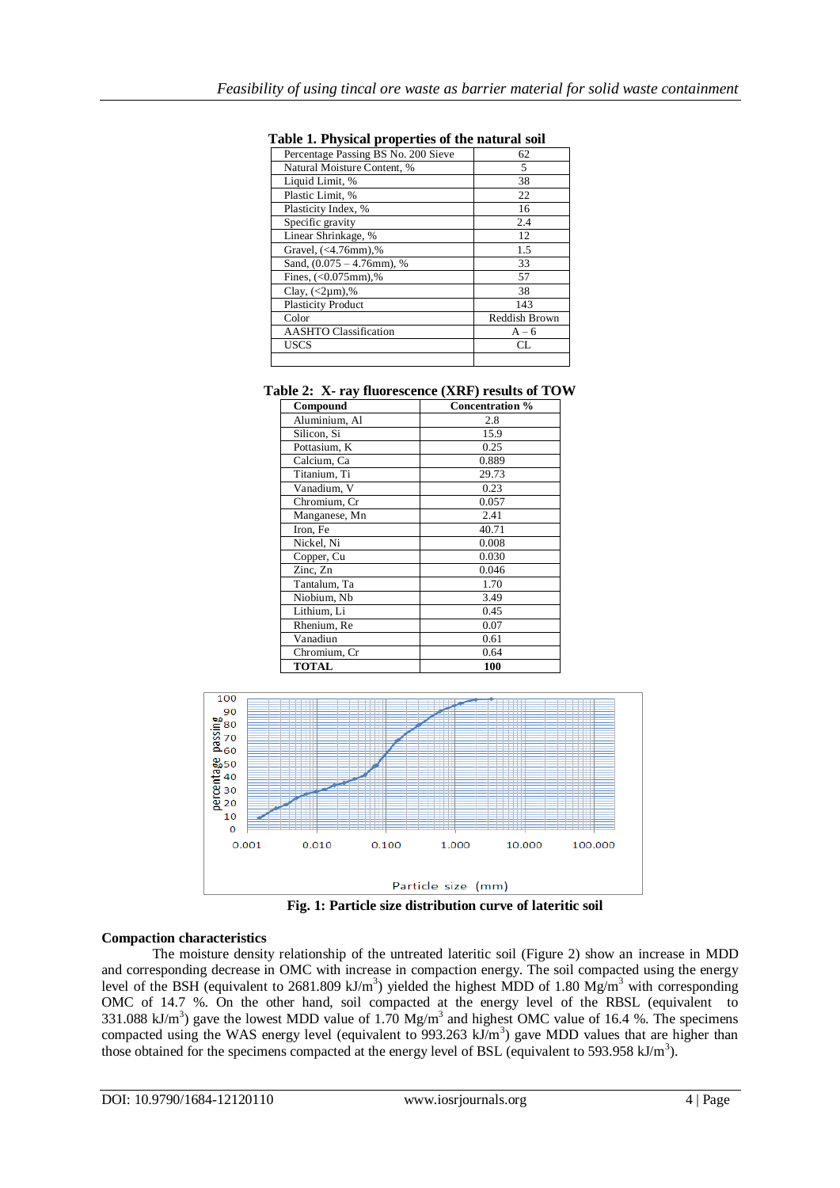**Table 1. Physical properties of the natural soil**

| Property | Value |
| --- | --- |
| Percentage Passing BS No. 200 Sieve | 62 |
| Natural Moisture Content, % | 5 |
| Liquid Limit, % | 38 |
| Plastic Limit, % | 22 |
| Plasticity Index, % | 16 |
| Specific gravity | 2.4 |
| Linear Shrinkage, % | 12 |
| Gravel, (<4.76mm),% | 1.5 |
| Sand, (0.075 – 4.76mm), % | 33 |
| Fines, (<0.075mm),% | 57 |
| Clay, (<2μm),% | 38 |
| Plasticity Product | 143 |
| Color | Reddish Brown |
| AASHTO Classification | A – 6 |
| USCS | CL |
| | |

**Table 2: X- ray fluorescence (XRF) results of TOW**

| Compound | Concentration % |
| --- | --- |
| Aluminium, Al | 2.8 |
| Silicon, Si | 15.9 |
| Pottasium, K | 0.25 |
| Calcium, Ca | 0.889 |
| Titanium, Ti | 29.73 |
| Vanadium, V | 0.23 |
| Chromium, Cr | 0.057 |
| Manganese, Mn | 2.41 |
| Iron, Fe | 40.71 |
| Nickel, Ni | 0.008 |
| Copper, Cu | 0.030 |
| Zinc, Zn | 0.046 |
| Tantalum, Ta | 1.70 |
| Niobium, Nb | 3.49 |
| Lithium, Li | 0.45 |
| Rhenium, Re | 0.07 |
| Vanadiun | 0.61 |
| Chromium, Cr | 0.64 |
| **TOTAL** | **100** |

**Fig. 1: Particle size distribution curve of lateritic soil**

### Compaction characteristics

The moisture density relationship of the untreated lateritic soil (Figure 2) show an increase in MDD and corresponding decrease in OMC with increase in compaction energy. The soil compacted using the energy level of the BSH (equivalent to 2681.809 kJ/m$^3$) yielded the highest MDD of 1.80 Mg/m$^3$ with corresponding OMC of 14.7 %. On the other hand, soil compacted at the energy level of the RBSL (equivalent to 331.088 kJ/m$^3$) gave the lowest MDD value of 1.70 Mg/m$^3$ and highest OMC value of 16.4 %. The specimens compacted using the WAS energy level (equivalent to 993.263 kJ/m$^3$) gave MDD values that are higher than those obtained for the specimens compacted at the energy level of BSL (equivalent to 593.958 kJ/m$^3$).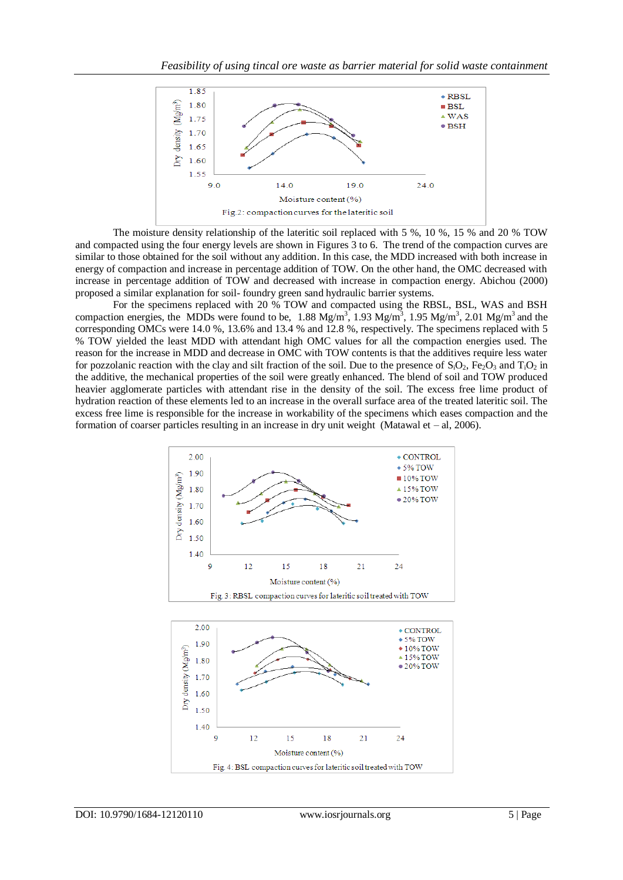Fig.2: compaction curves for the lateritic soil

The moisture density relationship of the lateritic soil replaced with 5 %, 10 %, 15 % and 20 % TOW and compacted using the four energy levels are shown in Figures 3 to 6. The trend of the compaction curves are similar to those obtained for the soil without any addition. In this case, the MDD increased with both increase in energy of compaction and increase in percentage addition of TOW. On the other hand, the OMC decreased with increase in percentage addition of TOW and decreased with increase in compaction energy. Abichou (2000) proposed a similar explanation for soil- foundry green sand hydraulic barrier systems.

For the specimens replaced with 20 % TOW and compacted using the RBSL, BSL, WAS and BSH compaction energies, the MDDs were found to be, 1.88 $Mg/m^3$, 1.93 $Mg/m^3$, 1.95 $Mg/m^3$, 2.01 $Mg/m^3$ and the corresponding OMCs were 14.0 %, 13.6% and 13.4 % and 12.8 %, respectively. The specimens replaced with 5 % TOW yielded the least MDD with attendant high OMC values for all the compaction energies used. The reason for the increase in MDD and decrease in OMC with TOW contents is that the additives require less water for pozzolanic reaction with the clay and silt fraction of the soil. Due to the presence of $S_iO_2$, $Fe_2O_3$ and $T_iO_2$ in the additive, the mechanical properties of the soil were greatly enhanced. The blend of soil and TOW produced heavier agglomerate particles with attendant rise in the density of the soil. The excess free lime product of hydration reaction of these elements led to an increase in the overall surface area of the treated lateritic soil. The excess free lime is responsible for the increase in workability of the specimens which eases compaction and the formation of coarser particles resulting in an increase in dry unit weight (Matawal et – al, 2006).

Fig. 3: RBSL compaction curves for lateritic soil treated with TOW

Fig. 4: BSL compaction curves for lateritic soil treated with TOW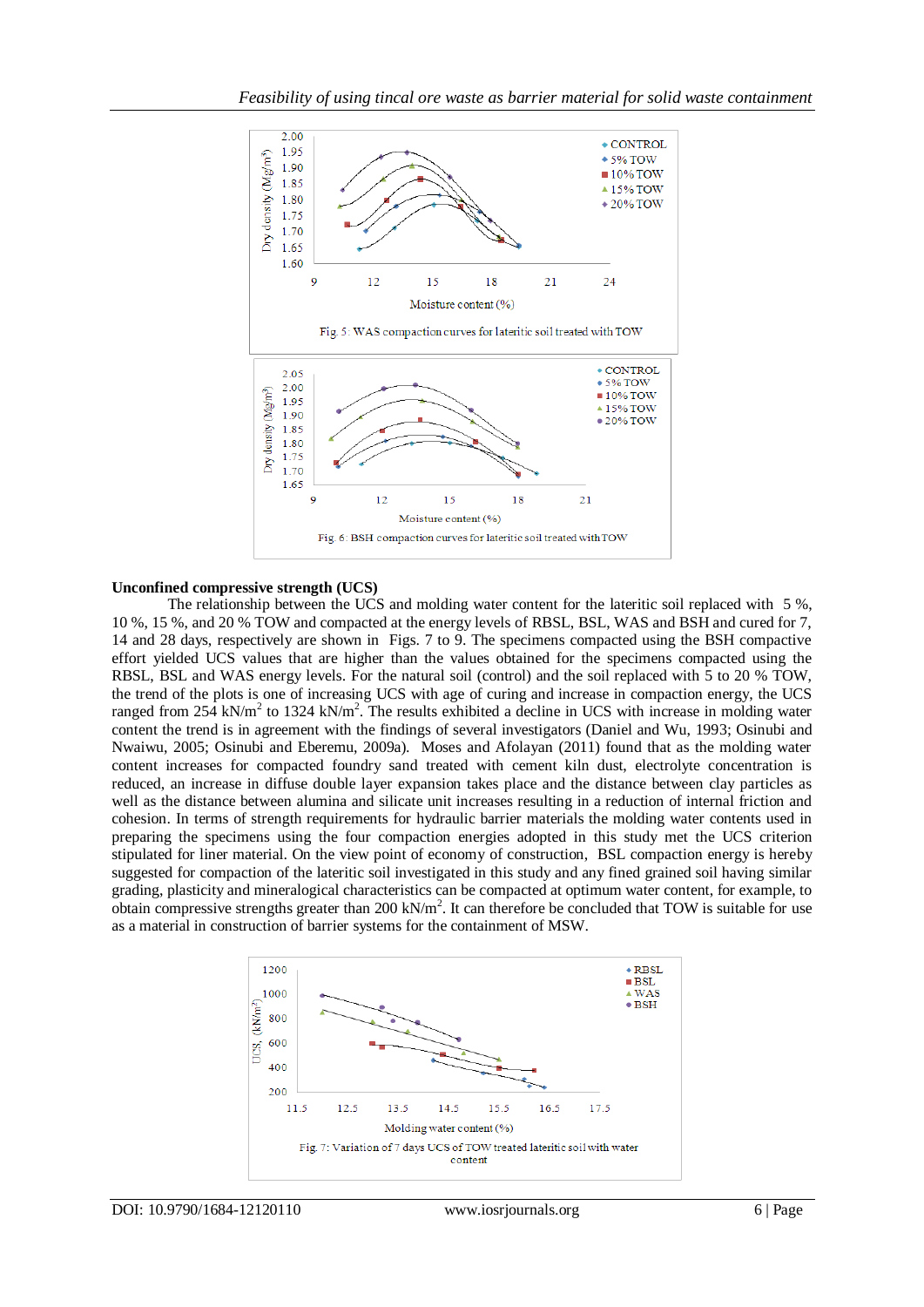Fig. 5: WAS compaction curves for lateritic soil treated with TOW

Fig. 6: BSH compaction curves for lateritic soil treated with TOW

**Unconfined compressive strength (UCS)**

The relationship between the UCS and molding water content for the lateritic soil replaced with 5 %, 10 %, 15 %, and 20 % TOW and compacted at the energy levels of RBSL, BSL, WAS and BSH and cured for 7, 14 and 28 days, respectively are shown in Figs. 7 to 9. The specimens compacted using the BSH compactive effort yielded UCS values that are higher than the values obtained for the specimens compacted using the RBSL, BSL and WAS energy levels. For the natural soil (control) and the soil replaced with 5 to 20 % TOW, the trend of the plots is one of increasing UCS with age of curing and increase in compaction energy, the UCS ranged from 254 $kN/m^2$ to 1324 $kN/m^2$. The results exhibited a decline in UCS with increase in molding water content the trend is in agreement with the findings of several investigators (Daniel and Wu, 1993; Osinubi and Nwaiwu, 2005; Osinubi and Eberemu, 2009a). Moses and Afolayan (2011) found that as the molding water content increases for compacted foundry sand treated with cement kiln dust, electrolyte concentration is reduced, an increase in diffuse double layer expansion takes place and the distance between clay particles as well as the distance between alumina and silicate unit increases resulting in a reduction of internal friction and cohesion. In terms of strength requirements for hydraulic barrier materials the molding water contents used in preparing the specimens using the four compaction energies adopted in this study met the UCS criterion stipulated for liner material. On the view point of economy of construction, BSL compaction energy is hereby suggested for compaction of the lateritic soil investigated in this study and any fined grained soil having similar grading, plasticity and mineralogical characteristics can be compacted at optimum water content, for example, to obtain compressive strengths greater than 200 $kN/m^2$. It can therefore be concluded that TOW is suitable for use as a material in construction of barrier systems for the containment of MSW.

Fig. 7: Variation of 7 days UCS of TOW treated lateritic soil with water content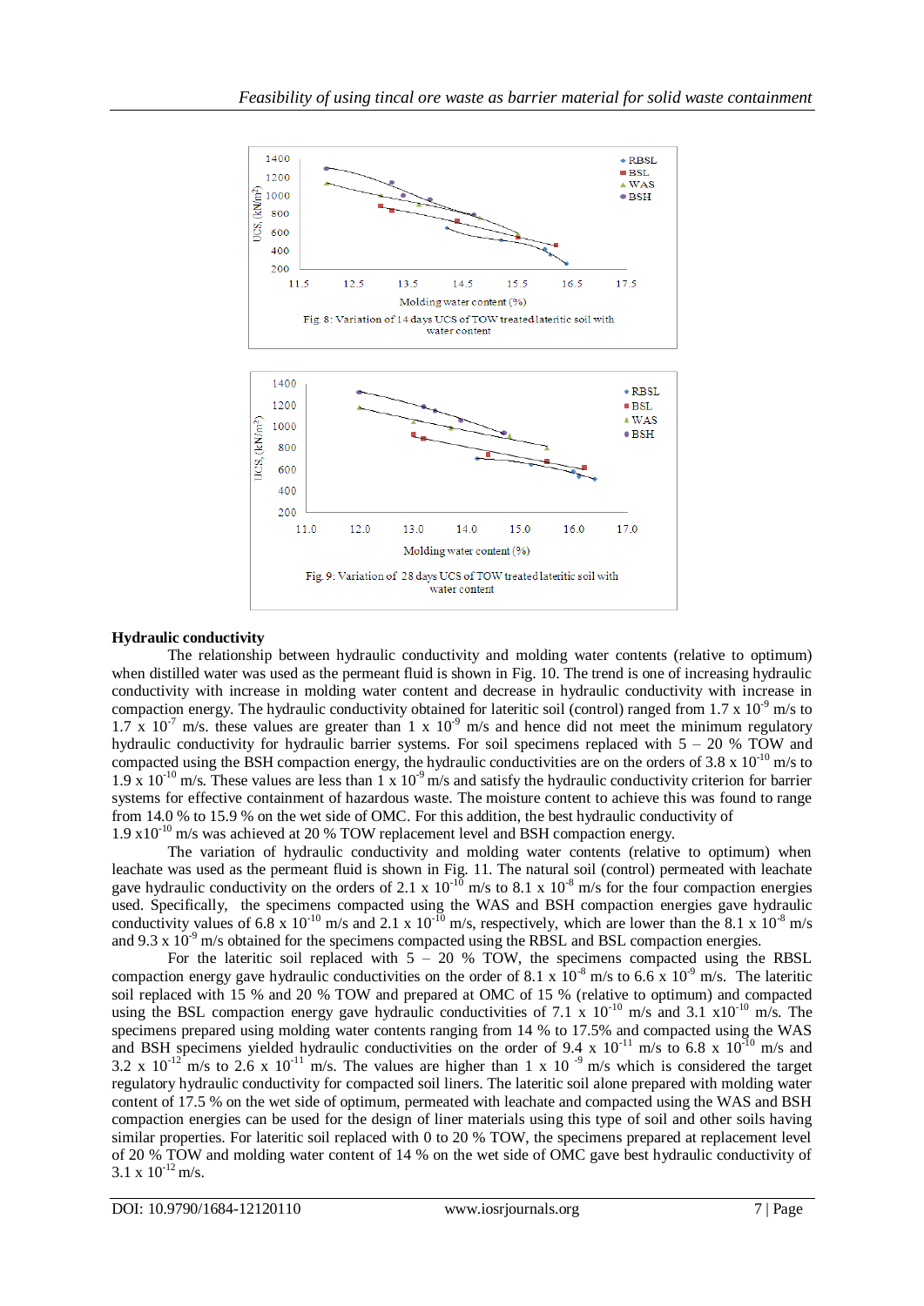Fig. 8: Variation of 14 days UCS of TOW treated lateritic soil with water content

Fig. 9: Variation of 28 days UCS of TOW treated lateritic soil with water content

## Hydraulic conductivity

The relationship between hydraulic conductivity and molding water contents (relative to optimum) when distilled water was used as the permeant fluid is shown in Fig. 10. The trend is one of increasing hydraulic conductivity with increase in molding water content and decrease in hydraulic conductivity with increase in compaction energy. The hydraulic conductivity obtained for lateritic soil (control) ranged from $1.7 \times 10^{-9}$ m/s to $1.7 \times 10^{-7}$ m/s. these values are greater than $1 \times 10^{-9}$ m/s and hence did not meet the minimum regulatory hydraulic conductivity for hydraulic barrier systems. For soil specimens replaced with 5 – 20 % TOW and compacted using the BSH compaction energy, the hydraulic conductivities are on the orders of $3.8 \times 10^{-10}$ m/s to $1.9 \times 10^{-10}$ m/s. These values are less than $1 \times 10^{-9}$ m/s and satisfy the hydraulic conductivity criterion for barrier systems for effective containment of hazardous waste. The moisture content to achieve this was found to range from 14.0 % to 15.9 % on the wet side of OMC. For this addition, the best hydraulic conductivity of $1.9 \times 10^{-10}$ m/s was achieved at 20 % TOW replacement level and BSH compaction energy.

The variation of hydraulic conductivity and molding water contents (relative to optimum) when leachate was used as the permeant fluid is shown in Fig. 11. The natural soil (control) permeated with leachate gave hydraulic conductivity on the orders of $2.1 \times 10^{-10}$ m/s to $8.1 \times 10^{-8}$ m/s for the four compaction energies used. Specifically, the specimens compacted using the WAS and BSH compaction energies gave hydraulic conductivity values of $6.8 \times 10^{-10}$ m/s and $2.1 \times 10^{-10}$ m/s, respectively, which are lower than the $8.1 \times 10^{-8}$ m/s and $9.3 \times 10^{-9}$ m/s obtained for the specimens compacted using the RBSL and BSL compaction energies.

For the lateritic soil replaced with 5 – 20 % TOW, the specimens compacted using the RBSL compaction energy gave hydraulic conductivities on the order of $8.1 \times 10^{-8}$ m/s to $6.6 \times 10^{-9}$ m/s. The lateritic soil replaced with 15 % and 20 % TOW and prepared at OMC of 15 % (relative to optimum) and compacted using the BSL compaction energy gave hydraulic conductivities of $7.1 \times 10^{-10}$ m/s and $3.1 \times 10^{-10}$ m/s. The specimens prepared using molding water contents ranging from 14 % to 17.5% and compacted using the WAS and BSH specimens yielded hydraulic conductivities on the order of $9.4 \times 10^{-11}$ m/s to $6.8 \times 10^{-10}$ m/s and $3.2 \times 10^{-12}$ m/s to $2.6 \times 10^{-11}$ m/s. The values are higher than $1 \times 10^{-9}$ m/s which is considered the target regulatory hydraulic conductivity for compacted soil liners. The lateritic soil alone prepared with molding water content of 17.5 % on the wet side of optimum, permeated with leachate and compacted using the WAS and BSH compaction energies can be used for the design of liner materials using this type of soil and other soils having similar properties. For lateritic soil replaced with 0 to 20 % TOW, the specimens prepared at replacement level of 20 % TOW and molding water content of 14 % on the wet side of OMC gave best hydraulic conductivity of $3.1 \times 10^{-12}$ m/s.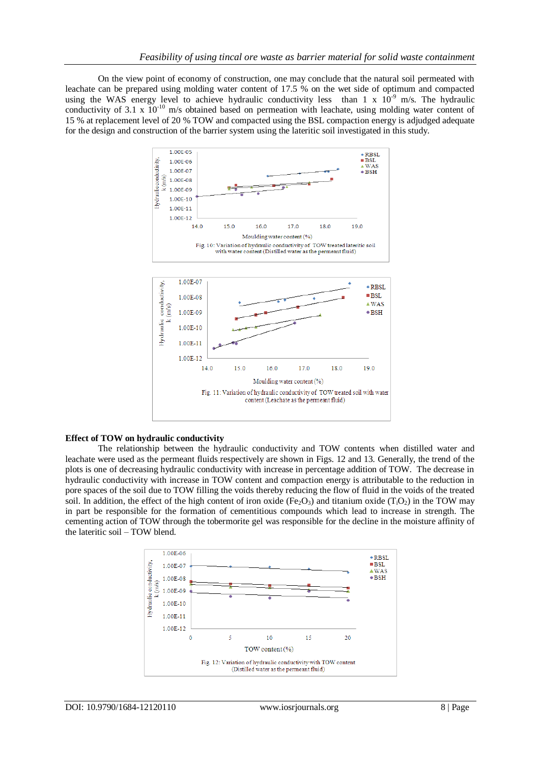On the view point of economy of construction, one may conclude that the natural soil permeated with leachate can be prepared using molding water content of 17.5 % on the wet side of optimum and compacted using the WAS energy level to achieve hydraulic conductivity less than 1 x $10^{-9}$ m/s. The hydraulic conductivity of 3.1 x $10^{-10}$ m/s obtained based on permeation with leachate, using molding water content of 15 % at replacement level of 20 % TOW and compacted using the BSL compaction energy is adjudged adequate for the design and construction of the barrier system using the lateritic soil investigated in this study.

Fig. 10: Variation of hydraulic conductivity of TOW treated lateritic soil with water content (Distilled water as the permeant fluid)

Fig. 11: Variation of hydraulic conductivity of TOW treated soil with water content (Leachate as the permeant fluid)

**Effect of TOW on hydraulic conductivity**

The relationship between the hydraulic conductivity and TOW contents when distilled water and leachate were used as the permeant fluids respectively are shown in Figs. 12 and 13. Generally, the trend of the plots is one of decreasing hydraulic conductivity with increase in percentage addition of TOW. The decrease in hydraulic conductivity with increase in TOW content and compaction energy is attributable to the reduction in pore spaces of the soil due to TOW filling the voids thereby reducing the flow of fluid in the voids of the treated soil. In addition, the effect of the high content of iron oxide ($Fe_2O_3$) and titanium oxide ($T_iO_2$) in the TOW may in part be responsible for the formation of cementitious compounds which lead to increase in strength. The cementing action of TOW through the tobermorite gel was responsible for the decline in the moisture affinity of the lateritic soil – TOW blend.

Fig. 12: Variation of hydraulic conductivity with TOW content (Distilled water as the permeant fluid)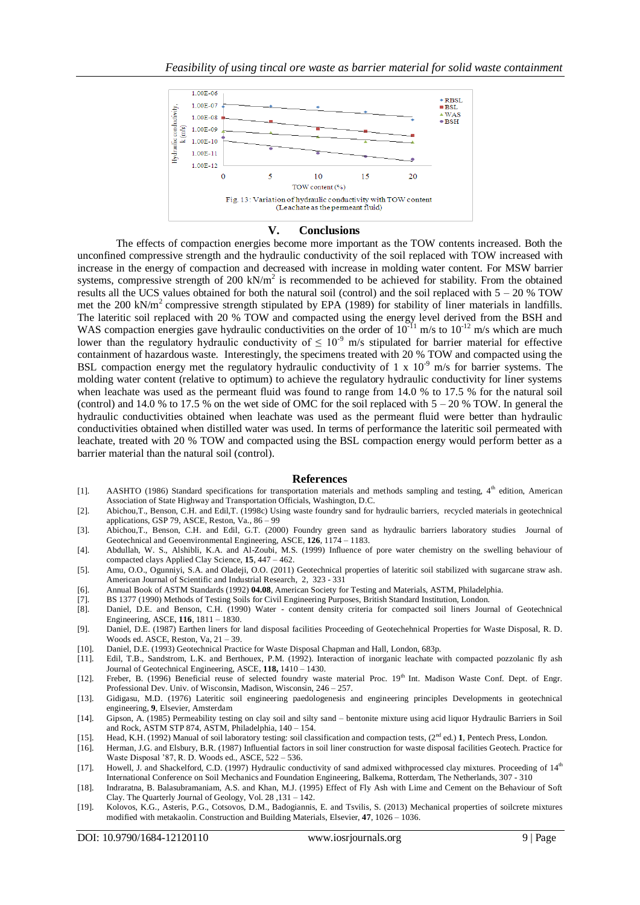Fig. 13: Variation of hydraulic conductivity with TOW content (Leachate as the permeant fluid)

## V. Conclusions

The effects of compaction energies become more important as the TOW contents increased. Both the unconfined compressive strength and the hydraulic conductivity of the soil replaced with TOW increased with increase in the energy of compaction and decreased with increase in molding water content. For MSW barrier systems, compressive strength of 200 $kN/m^2$ is recommended to be achieved for stability. From the obtained results all the UCS values obtained for both the natural soil (control) and the soil replaced with 5 – 20 % TOW met the 200 $kN/m^2$ compressive strength stipulated by EPA (1989) for stability of liner materials in landfills. The lateritic soil replaced with 20 % TOW and compacted using the energy level derived from the BSH and WAS compaction energies gave hydraulic conductivities on the order of $10^{-11}$ m/s to $10^{-12}$ m/s which are much lower than the regulatory hydraulic conductivity of $\leq 10^{-9}$ m/s stipulated for barrier material for effective containment of hazardous waste. Interestingly, the specimens treated with 20 % TOW and compacted using the BSL compaction energy met the regulatory hydraulic conductivity of $1 \times 10^{-9}$ m/s for barrier systems. The molding water content (relative to optimum) to achieve the regulatory hydraulic conductivity for liner systems when leachate was used as the permeant fluid was found to range from 14.0 % to 17.5 % for the natural soil (control) and 14.0 % to 17.5 % on the wet side of OMC for the soil replaced with 5 – 20 % TOW. In general the hydraulic conductivities obtained when leachate was used as the permeant fluid were better than hydraulic conductivities obtained when distilled water was used. In terms of performance the lateritic soil permeated with leachate, treated with 20 % TOW and compacted using the BSL compaction energy would perform better as a barrier material than the natural soil (control).

## References

[1]. AASHTO (1986) Standard specifications for transportation materials and methods sampling and testing, 4th edition, American Association of State Highway and Transportation Officials, Washington, D.C.

[2]. Abichou,T., Benson, C.H. and Edil,T. (1998c) Using waste foundry sand for hydraulic barriers, recycled materials in geotechnical applications, GSP 79, ASCE, Reston, Va., 86 – 99

[3]. Abichou,T., Benson, C.H. and Edil, G.T. (2000) Foundry green sand as hydraulic barriers laboratory studies Journal of Geotechnical and Geoenvironmental Engineering, ASCE, **126**, 1174 – 1183.

[4]. Abdullah, W. S., Alshibli, K.A. and Al-Zoubi, M.S. (1999) Influence of pore water chemistry on the swelling behaviour of compacted clays Applied Clay Science, **15**, 447 – 462.

[5]. Amu, O.O., Ogunniyi, S.A. and Oladeji, O.O. (2011) Geotechnical properties of lateritic soil stabilized with sugarcane straw ash. American Journal of Scientific and Industrial Research, 2, 323 - 331

[6]. Annual Book of ASTM Standards (1992) **04.08**, American Society for Testing and Materials, ASTM, Philadelphia.

[7]. BS 1377 (1990) Methods of Testing Soils for Civil Engineering Purposes, British Standard Institution, London.

[8]. Daniel, D.E. and Benson, C.H. (1990) Water - content density criteria for compacted soil liners Journal of Geotechnical Engineering, ASCE, **116**, 1811 – 1830.

[9]. Daniel, D.E. (1987) Earthen liners for land disposal facilities Proceeding of Geotechehnical Properties for Waste Disposal, R. D. Woods ed. ASCE, Reston, Va, 21 – 39.

[10]. Daniel, D.E. (1993) Geotechnical Practice for Waste Disposal Chapman and Hall, London, 683p.

[11]. Edil, T.B., Sandstrom, L.K. and Berthouex, P.M. (1992). Interaction of inorganic leachate with compacted pozzolanic fly ash Journal of Geotechnical Engineering, ASCE, **118,** 1410 – 1430.

[12]. Freber, B. (1996) Beneficial reuse of selected foundry waste material Proc. 19th Int. Madison Waste Conf. Dept. of Engr. Professional Dev. Univ. of Wisconsin, Madison, Wisconsin, 246 – 257.

[13]. Gidigasu, M.D. (1976) Lateritic soil engineering paedologenesis and engineering principles Developments in geotechnical engineering, **9**, Elsevier, Amsterdam

[14]. Gipson, A. (1985) Permeability testing on clay soil and silty sand – bentonite mixture using acid liquor Hydraulic Barriers in Soil and Rock, ASTM STP 874, ASTM, Philadelphia, 140 – 154.

[15]. Head, K.H. (1992) Manual of soil laboratory testing: soil classification and compaction tests, (2nd ed.) **1**, Pentech Press, London.

[16]. Herman, J.G. and Elsbury, B.R. (1987) Influential factors in soil liner construction for waste disposal facilities Geotech. Practice for Waste Disposal '87, R. D. Woods ed., ASCE, 522 – 536.

[17]. Howell, J. and Shackelford, C.D. (1997) Hydraulic conductivity of sand admixed withprocessed clay mixtures. Proceeding of 14th International Conference on Soil Mechanics and Foundation Engineering, Balkema, Rotterdam, The Netherlands, 307 - 310

[18]. Indraratna, B. Balasubramaniam, A.S. and Khan, M.J. (1995) Effect of Fly Ash with Lime and Cement on the Behaviour of Soft Clay. The Quarterly Journal of Geology, Vol. 28 ,131 – 142.

[19]. Kolovos, K.G., Asteris, P.G., Cotsovos, D.M., Badogiannis, E. and Tsvilis, S. (2013) Mechanical properties of soilcrete mixtures modified with metakaolin. Construction and Building Materials, Elsevier, **47**, 1026 – 1036.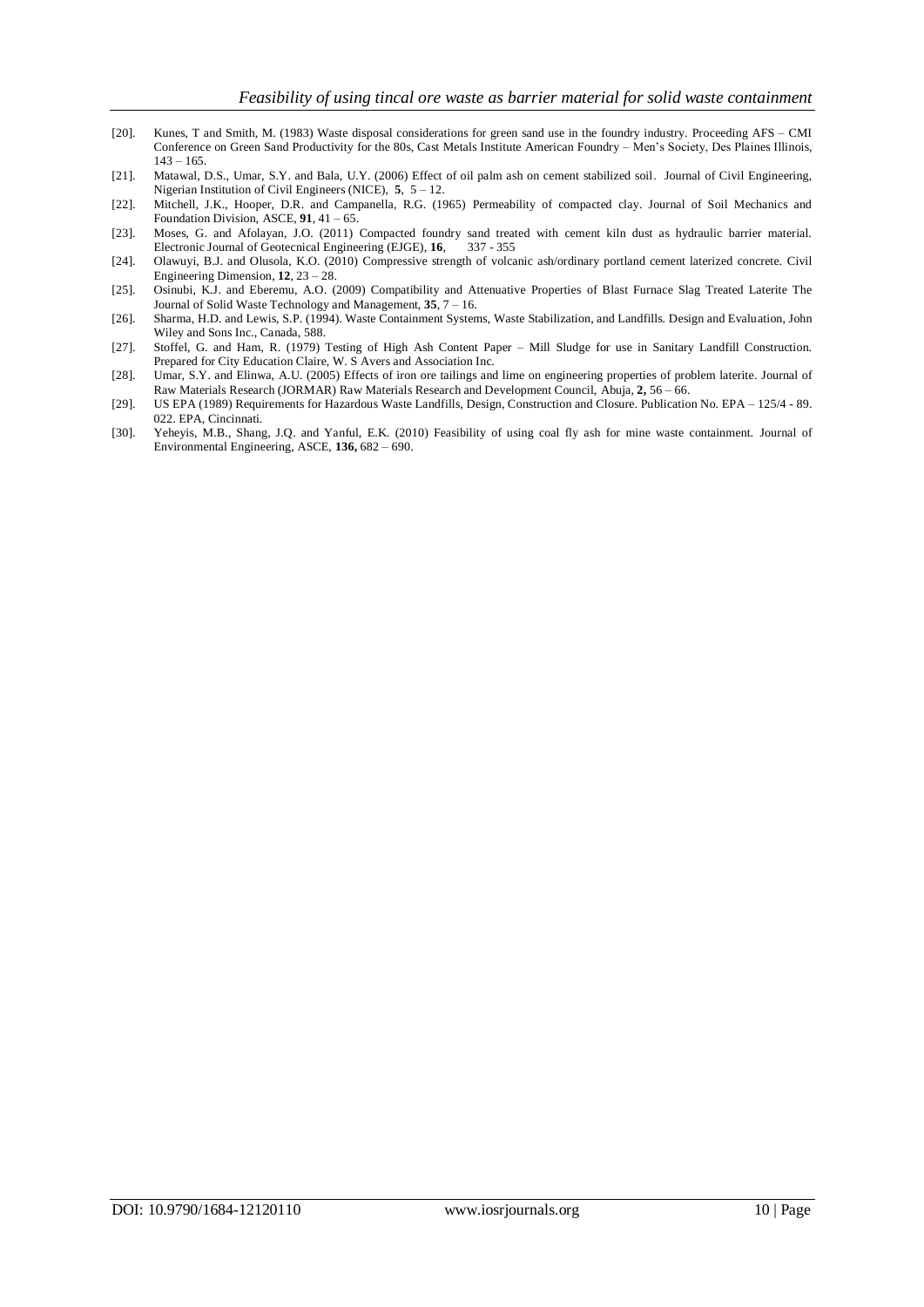[20]. Kunes, T and Smith, M. (1983) Waste disposal considerations for green sand use in the foundry industry. Proceeding AFS – CMI Conference on Green Sand Productivity for the 80s, Cast Metals Institute American Foundry – Men's Society, Des Plaines Illinois, 143 – 165.

[21]. Matawal, D.S., Umar, S.Y. and Bala, U.Y. (2006) Effect of oil palm ash on cement stabilized soil. Journal of Civil Engineering, Nigerian Institution of Civil Engineers (NICE), **5**, 5 – 12.

[22]. Mitchell, J.K., Hooper, D.R. and Campanella, R.G. (1965) Permeability of compacted clay. Journal of Soil Mechanics and Foundation Division, ASCE, **91**, 41 – 65.

[23]. Moses, G. and Afolayan, J.O. (2011) Compacted foundry sand treated with cement kiln dust as hydraulic barrier material. Electronic Journal of Geotecnical Engineering (EJGE), **16**, 337 - 355

[24]. Olawuyi, B.J. and Olusola, K.O. (2010) Compressive strength of volcanic ash/ordinary portland cement laterized concrete. Civil Engineering Dimension, **12**, 23 – 28.

[25]. Osinubi, K.J. and Eberemu, A.O. (2009) Compatibility and Attenuative Properties of Blast Furnace Slag Treated Laterite The Journal of Solid Waste Technology and Management, **35**, 7 – 16.

[26]. Sharma, H.D. and Lewis, S.P. (1994). Waste Containment Systems, Waste Stabilization, and Landfills. Design and Evaluation, John Wiley and Sons Inc., Canada, 588.

[27]. Stoffel, G. and Ham, R. (1979) Testing of High Ash Content Paper – Mill Sludge for use in Sanitary Landfill Construction. Prepared for City Education Claire, W. S Avers and Association Inc.

[28]. Umar, S.Y. and Elinwa, A.U. (2005) Effects of iron ore tailings and lime on engineering properties of problem laterite. Journal of Raw Materials Research (JORMAR) Raw Materials Research and Development Council, Abuja, **2,** 56 – 66.

[29]. US EPA (1989) Requirements for Hazardous Waste Landfills, Design, Construction and Closure. Publication No. EPA – 125/4 - 89. 022. EPA, Cincinnati.

[30]. Yeheyis, M.B., Shang, J.Q. and Yanful, E.K. (2010) Feasibility of using coal fly ash for mine waste containment. Journal of Environmental Engineering, ASCE, **136,** 682 – 690.